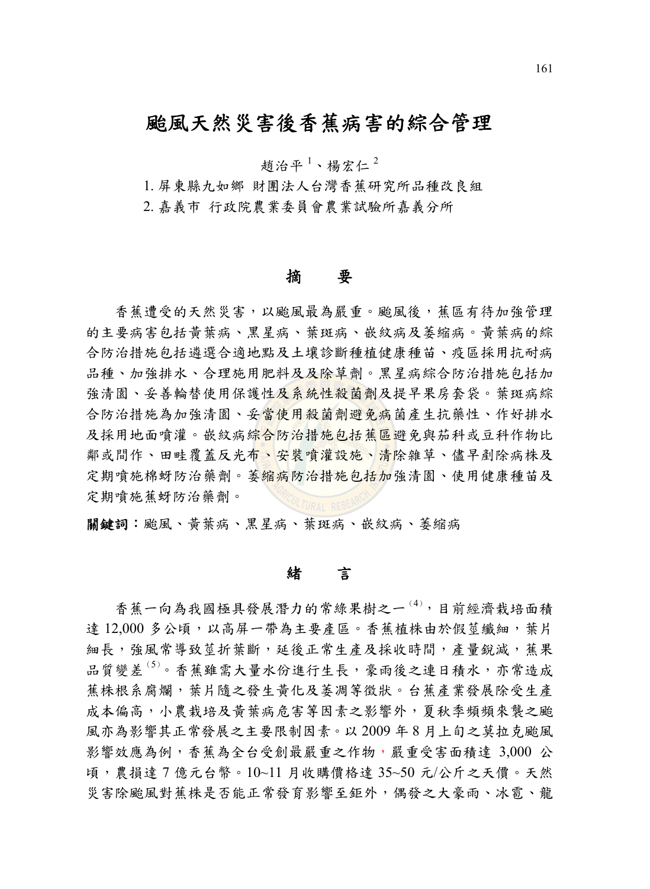# 颱風天然災害後香蕉病害的綜合管理

趙治平[1]、楊宏仁[2]

1. 屏東縣九如鄉 財團法人台灣香蕉研究所品種改良組
2. 嘉義市 行政院農業委員會農業試驗所嘉義分所

## 摘　要

香蕉遭受的天然災害，以颱風最為嚴重。颱風後，蕉區有待加強管理的主要病害包括黃葉病、黑星病、葉斑病、嵌紋病及萎縮病。黃葉病的綜合防治措施包括遴選合適地點及土壤診斷種植健康種苗、疫區採用抗耐病品種、加強排水、合理施用肥料及除草劑。黑星病綜合防治措施包括加強清園、妥善輪替使用保護性及系統性殺菌劑及提早果房套袋。葉斑病綜合防治措施為加強清園、妥當使用殺菌劑避免病菌產生抗藥性、作好排水及採用地面噴灌。嵌紋病綜合防治措施包括蕉區避免與茄科或豆科作物比鄰或間作、田畦覆蓋反光布、安裝噴灌設施、清除雜草、儘早剷除病株及定期噴施棉蚜防治藥劑。萎縮病防治措施包括加強清園、使用健康種苗及定期噴施蕉蚜防治藥劑。

**關鍵詞**：颱風、黃葉病、黑星病、葉斑病、嵌紋病、萎縮病

## 緒　言

香蕉一向為我國極具發展潛力的常綠果樹之一[4]，目前經濟栽培面積達 12,000 多公頃，以高屏一帶為主要產區。香蕉植株由於假莖纖細，葉片細長，強風常導致莖折葉斷，延後正常生產及採收時間，產量銳減，蕉果品質變差[5]。香蕉雖需大量水份進行生長，豪雨後之連日積水，亦常造成蕉株根系腐爛，葉片隨之發生黃化及萎凋等徵狀。台蕉產業發展除受生產成本偏高，小農栽培及黃葉病危害等因素之影響外，夏秋季頻頻來襲之颱風亦為影響其正常發展之主要限制因素。以 2009 年 8 月上旬之莫拉克颱風影響效應為例，香蕉為全台受創最嚴重之作物，嚴重受害面積達 3,000 公頃，農損達 7 億元台幣。10~11 月收購價格達 35~50 元/公斤之天價。天然災害除颱風對蕉株是否能正常發育影響至鉅外，偶發之大豪雨、冰雹、龍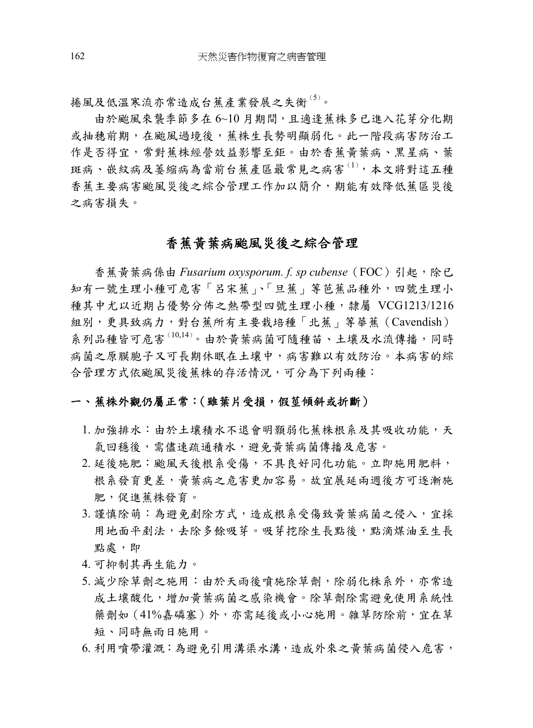捲風及低溫寒流亦常造成台蕉產業發展之失衡[5]。

由於颱風來襲季節多在 6~10 月期間，且適逢蕉株多已進入花芽分化期或抽穗前期，在颱風過境後，蕉株生長勢明顯弱化。此一階段病害防治工作是否得宜，常對蕉株經營效益影響至鉅。由於香蕉黃葉病、黑星病、葉斑病、嵌紋病及萎縮病為當前台蕉產區最常見之病害[1]，本文將對這五種香蕉主要病害颱風災後之綜合管理工作加以簡介，期能有效降低蕉區災後之病害損失。

## 香蕉黃葉病颱風災後之綜合管理

香蕉黃葉病係由 *Fusarium oxysporum. f. sp cubense*（FOC）引起，除已知有一號生理小種可危害「呂宋蕉」、「旦蕉」等芭蕉品種外，四號生理小種其中尤以近期占優勢分佈之熱帶型四號生理小種，隸屬 VCG1213/1216 組別，更具致病力，對台蕉所有主要栽培種「北蕉」等華蕉（Cavendish）系列品種皆可危害[10,14]。由於黃葉病菌可隨種苗、土壤及水流傳播，同時病菌之原膜胞子又可長期休眠在土壤中，病害難以有效防治。本病害的綜合管理方式依颱風災後蕉株的存活情況，可分為下列兩種：

### 一、蕉株外觀仍屬正常：(雖葉片受損，假莖傾斜或折斷)

1. 加強排水：由於土壤積水不退會明顯弱化蕉株根系及其吸收功能，天氣回穩後，需儘速疏通積水，避免黃葉病菌傳播及危害。
2. 延後施肥：颱風天後根系受傷，不具良好同化功能。立即施用肥料，根系發育更差，黃葉病之危害更加容易。故宜展延兩週後方可逐漸施肥，促進蕉株發育。
3. 謹慎除萌：為避免剷除方式，造成根系受傷致黃葉病菌之侵入，宜採用地面平剷法，去除多餘吸芽。吸芽挖除生長點後，點滴煤油至生長點處，即
4. 可抑制其再生能力。
5. 減少除草劑之施用：由於天雨後噴施除草劑，除弱化株系外，亦常造成土壤酸化，增加黃葉病菌之感染機會。除草劑除需避免使用系統性藥劑如（41%嘉磷塞）外，亦需延後或小心施用。雜草防除前，宜在草短、同時無雨日施用。
6. 利用噴帶灌溉：為避免引用溝渠水溝，造成外來之黃葉病菌侵入危害，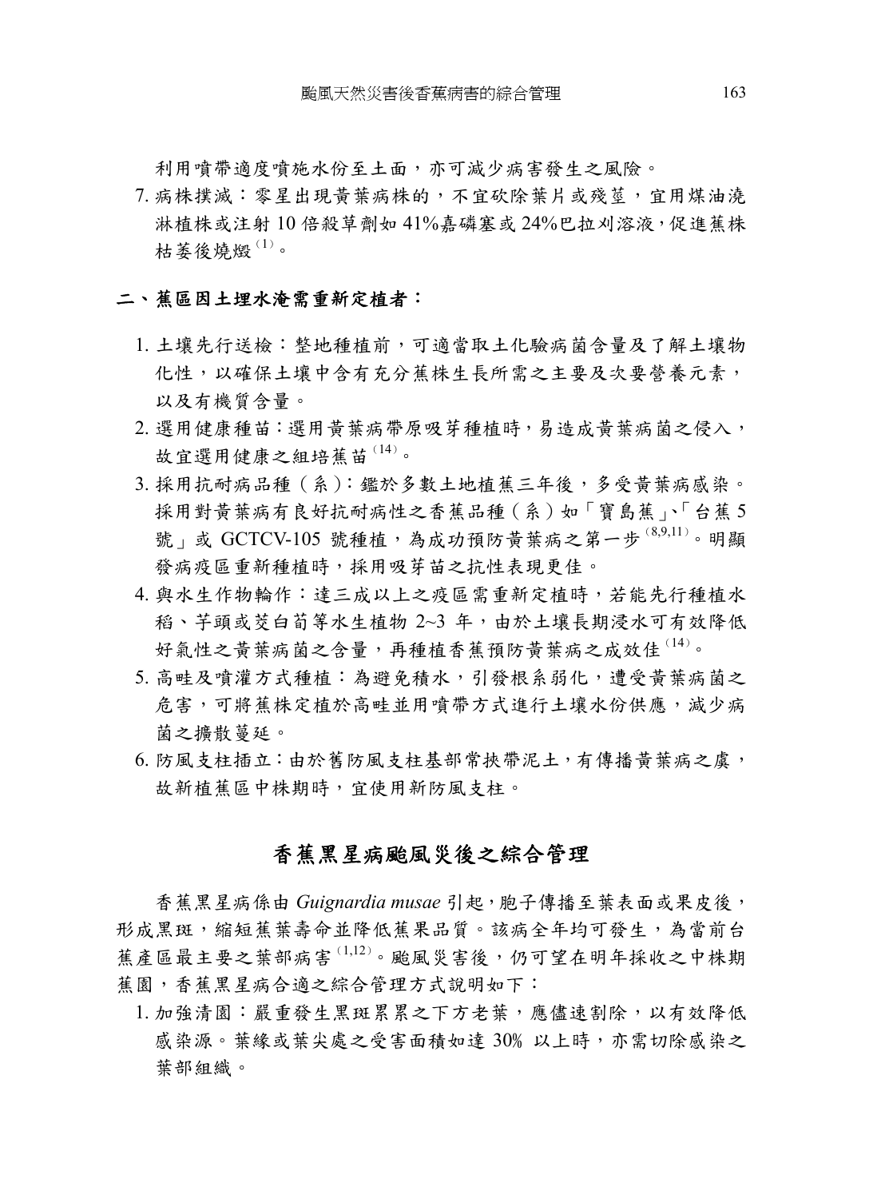利用噴帶適度噴施水份至土面，亦可減少病害發生之風險。

7. 病株撲滅：零星出現黃葉病株的，不宜砍除葉片或殘莖，宜用煤油澆淋植株或注射 10 倍殺草劑如 41%嘉磷塞或 24%巴拉刈溶液，促進蕉株枯萎後燒燬[1]。

## 二、蕉區因土埋水淹需重新定植者：

1. 土壤先行送檢：整地種植前，可適當取土化驗病菌含量及了解土壤物化性，以確保土壤中含有充分蕉株生長所需之主要及次要營養元素，以及有機質含量。
2. 選用健康種苗：選用黃葉病帶原吸芽種植時，易造成黃葉病菌之侵入，故宜選用健康之組培蕉苗[14]。
3. 採用抗耐病品種（系）：鑑於多數土地植蕉三年後，多受黃葉病感染。採用對黃葉病有良好抗耐病性之香蕉品種（系）如「寶島蕉」、「台蕉 5 號」或 GCTCV-105 號種植，為成功預防黃葉病之第一步[8,9,11]。明顯發病疫區重新種植時，採用吸芽苗之抗性表現更佳。
4. 與水生作物輪作：達三成以上之疫區需重新定植時，若能先行種植水稻、芋頭或茭白筍等水生植物 2~3 年，由於土壤長期浸水可有效降低好氣性之黃葉病菌之含量，再種植香蕉預防黃葉病之成效佳[14]。
5. 高畦及噴灌方式種植：為避免積水，引發根系弱化，遭受黃葉病菌之危害，可將蕉株定植於高畦並用噴帶方式進行土壤水份供應，減少病菌之擴散蔓延。
6. 防風支柱插立：由於舊防風支柱基部常挾帶泥土，有傳播黃葉病之虞，故新植蕉區中株期時，宜使用新防風支柱。

# 香蕉黑星病颱風災後之綜合管理

香蕉黑星病係由 *Guignardia musae* 引起，胞子傳播至葉表面或果皮後，形成黑斑，縮短蕉葉壽命並降低蕉果品質。該病全年均可發生，為當前台蕉產區最主要之葉部病害[1,12]。颱風災害後，仍可望在明年採收之中株期蕉園，香蕉黑星病合適之綜合管理方式說明如下：

1. 加強清園：嚴重發生黑斑累累之下方老葉，應儘速割除，以有效降低感染源。葉緣或葉尖處之受害面積如達 30% 以上時，亦需切除感染之葉部組織。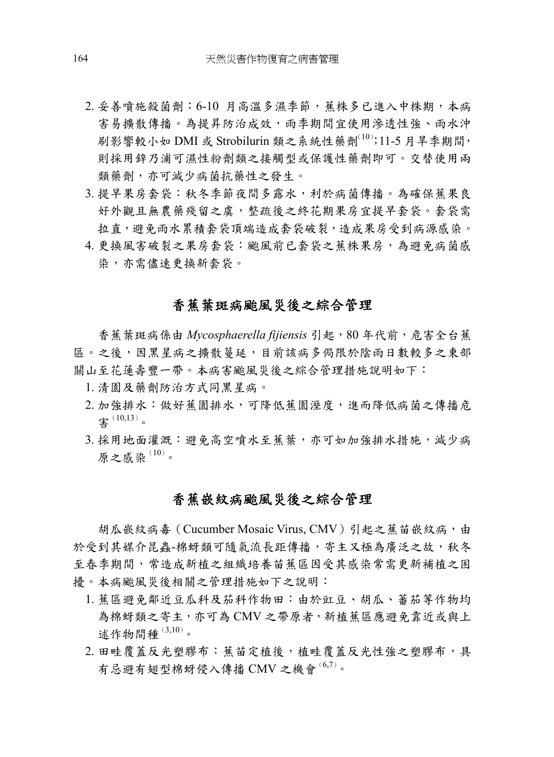2. 妥善噴施殺菌劑：6-10 月高溫多濕季節，蕉株多已進入中株期，本病害易擴散傳播。為提昇防治成效，雨季期間宜使用滲透性強、雨水沖刷影響較小如 DMI 或 Strobilurin 類之系統性藥劑[10]；11-5 月旱季期間，則採用鋅乃浦可濕性粉劑類之接觸型或保護性藥劑即可。交替使用兩類藥劑，亦可減少病菌抗藥性之發生。
3. 提早果房套袋：秋冬季節夜間多露水，利於病菌傳播。為確保蕉果良好外觀且無農藥殘留之虞，整疏後之終花期果房宜提早套袋。套袋需拉直，避免雨水累積套袋頂端造成套袋破裂，造成果房受到病源感染。
4. 更換風害破裂之果房套袋：颱風前已套袋之蕉株果房，為避免病菌感染，亦需儘速更換新套袋。

## 香蕉葉斑病颱風災後之綜合管理

香蕉葉斑病係由 *Mycosphaerella fijiensis* 引起，80 年代前，危害全台蕉區。之後，因黑星病之擴散蔓延，目前該病多侷限於陰雨日數較多之東部關山至花蓮壽豐一帶。本病害颱風災後之綜合管理措施說明如下：

1. 清園及藥劑防治方式同黑星病。
2. 加強排水：做好蕉園排水，可降低蕉園溼度，進而降低病菌之傳播危害[10,13]。
3. 採用地面灌溉：避免高空噴水至蕉葉，亦可如加強排水措施，減少病原之感染[10]。

## 香蕉嵌紋病颱風災後之綜合管理

胡瓜嵌紋病毒（Cucumber Mosaic Virus, CMV）引起之蕉苗嵌紋病，由於受到其媒介昆蟲-棉蚜類可隨氣流長距傳播，寄主又極為廣泛之故，秋冬至春季期間，常造成新植之組織培養苗蕉區因受其感染常需更新補植之困擾。本病颱風災後相關之管理措施如下之說明：

1. 蕉區避免鄰近豆瓜科及茄科作物田：由於豇豆、胡瓜、蕃茄等作物均為棉蚜類之寄主，亦可為 CMV 之帶原者，新植蕉區應避免靠近或與上述作物間種[3,10]。
2. 田畦覆蓋反光塑膠布：蕉苗定植後，植畦覆蓋反光性強之塑膠布，具有忌避有翅型棉蚜侵入傳播 CMV 之機會[6,7]。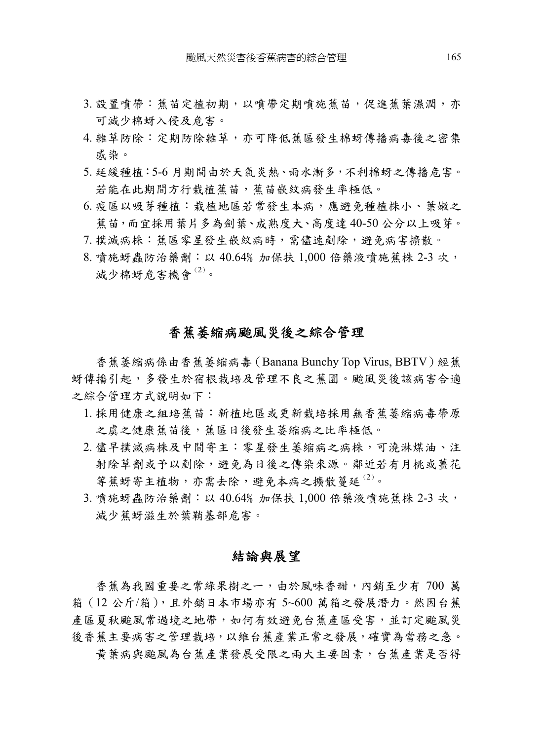3. 設置噴帶：蕉苗定植初期，以噴帶定期噴施蕉苗，促進蕉葉濕潤，亦可減少棉蚜入侵及危害。
4. 雜草防除：定期防除雜草，亦可降低蕉區發生棉蚜傳播病毒後之密集感染。
5. 延緩種植：5-6 月期間由於天氣炎熱、雨水漸多，不利棉蚜之傳播危害。若能在此期間方行栽植蕉苗，蕉苗嵌紋病發生率極低。
6. 疫區以吸芽種植：栽植地區若常發生本病，應避免種植株小、葉嫩之蕉苗，而宜採用葉片多為劍葉、成熟度大、高度達 40-50 公分以上吸芽。
7. 撲滅病株：蕉區零星發生嵌紋病時，需儘速剷除，避免病害擴散。
8. 噴施蚜蟲防治藥劑：以 40.64% 加保扶 1,000 倍藥液噴施蕉株 2-3 次，減少棉蚜危害機會[(2)]。

## 香蕉萎縮病颱風災後之綜合管理

香蕉萎縮病係由香蕉萎縮病毒（Banana Bunchy Top Virus, BBTV）經蕉蚜傳播引起，多發生於宿根栽培及管理不良之蕉園。颱風災後該病害合適之綜合管理方式說明如下：

1. 採用健康之組培蕉苗：新植地區或更新栽培採用無香蕉萎縮病毒帶原之虞之健康蕉苗後，蕉區日後發生萎縮病之比率極低。
2. 儘早撲滅病株及中間寄主：零星發生萎縮病之病株，可澆淋煤油、注射除草劑或予以剷除，避免為日後之傳染來源。鄰近若有月桃或薑花等蕉蚜寄主植物，亦需去除，避免本病之擴散蔓延[(2)]。
3. 噴施蚜蟲防治藥劑：以 40.64% 加保扶 1,000 倍藥液噴施蕉株 2-3 次，減少蕉蚜滋生於葉鞘基部危害。

## 結論與展望

香蕉為我國重要之常綠果樹之一，由於風味香甜，內銷至少有 700 萬箱（12 公斤/箱），且外銷日本市場亦有 5~600 萬箱之發展潛力。然因台蕉產區夏秋颱風常過境之地帶，如何有效避免台蕉產區受害，並訂定颱風災後香蕉主要病害之管理栽培，以維台蕉產業正常之發展，確實為當務之急。

黃葉病與颱風為台蕉產業發展受限之兩大主要因素，台蕉產業是否得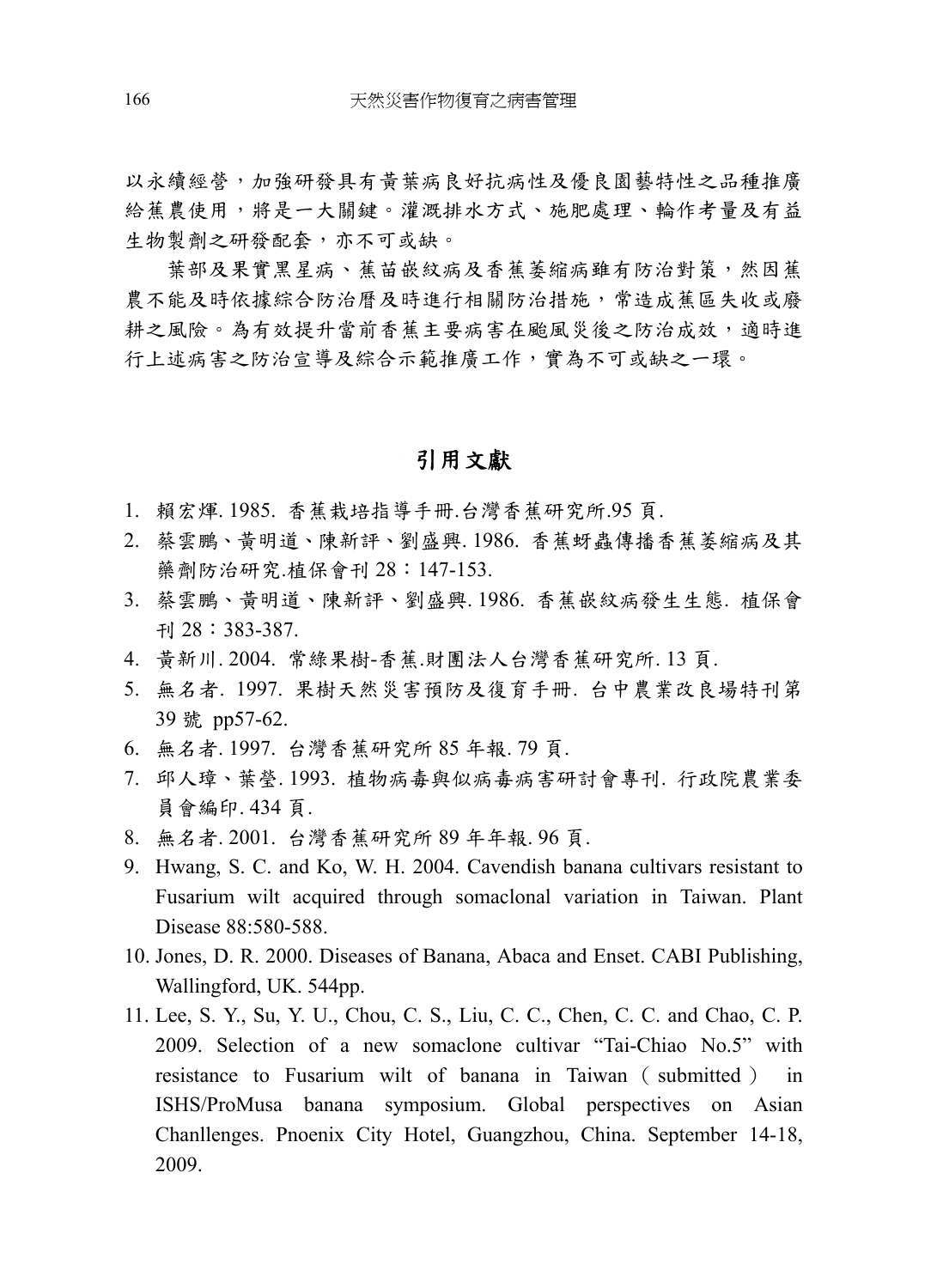以永續經營，加強研發具有黃葉病良好抗病性及優良園藝特性之品種推廣給蕉農使用，將是一大關鍵。灌溉排水方式、施肥處理、輪作考量及有益生物製劑之研發配套，亦不可或缺。

葉部及果實黑星病、蕉苗嵌紋病及香蕉萎縮病雖有防治對策，然因蕉農不能及時依據綜合防治曆及時進行相關防治措施，常造成蕉區失收或廢耕之風險。為有效提升當前香蕉主要病害在颱風災後之防治成效，適時進行上述病害之防治宣導及綜合示範推廣工作，實為不可或缺之一環。

## 引用文獻

1. 賴宏輝. 1985. 香蕉栽培指導手冊.台灣香蕉研究所.95 頁.
2. 蔡雲鵬、黃明道、陳新評、劉盛興. 1986. 香蕉蚜蟲傳播香蕉萎縮病及其藥劑防治研究.植保會刊 28：147-153.
3. 蔡雲鵬、黃明道、陳新評、劉盛興. 1986. 香蕉嵌紋病發生生態. 植保會刊 28：383-387.
4. 黃新川. 2004. 常綠果樹-香蕉.財團法人台灣香蕉研究所. 13 頁.
5. 無名者. 1997. 果樹天然災害預防及復育手冊. 台中農業改良場特刊第 39 號 pp57-62.
6. 無名者. 1997. 台灣香蕉研究所 85 年報. 79 頁.
7. 邱人璋、葉瑩. 1993. 植物病毒與似病毒病害研討會專刊. 行政院農業委員會編印. 434 頁.
8. 無名者. 2001. 台灣香蕉研究所 89 年年報. 96 頁.
9. Hwang, S. C. and Ko, W. H. 2004. Cavendish banana cultivars resistant to Fusarium wilt acquired through somaclonal variation in Taiwan. Plant Disease 88:580-588.
10. Jones, D. R. 2000. Diseases of Banana, Abaca and Enset. CABI Publishing, Wallingford, UK. 544pp.
11. Lee, S. Y., Su, Y. U., Chou, C. S., Liu, C. C., Chen, C. C. and Chao, C. P. 2009. Selection of a new somaclone cultivar "Tai-Chiao No.5" with resistance to Fusarium wilt of banana in Taiwan ( submitted ) in ISHS/ProMusa banana symposium. Global perspectives on Asian Chanllenges. Pnoenix City Hotel, Guangzhou, China. September 14-18, 2009.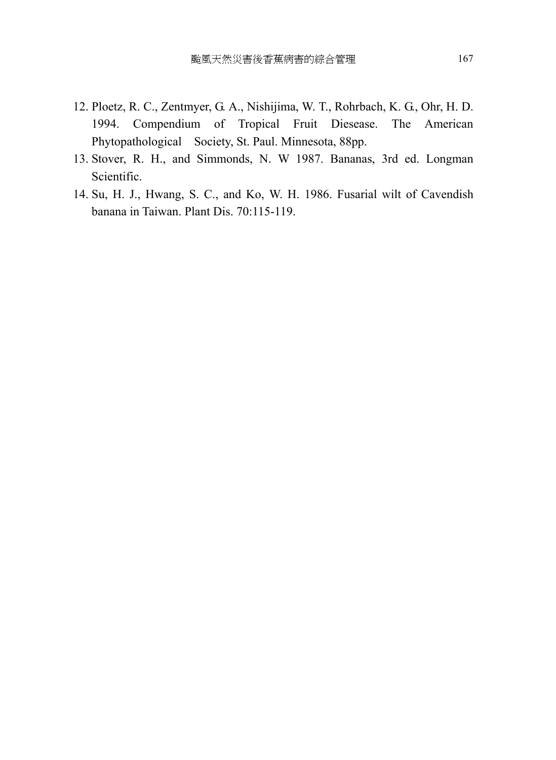12. Ploetz, R. C., Zentmyer, G. A., Nishijima, W. T., Rohrbach, K. G., Ohr, H. D. 1994. Compendium of Tropical Fruit Diesease. The American Phytopathological Society, St. Paul. Minnesota, 88pp.
13. Stover, R. H., and Simmonds, N. W 1987. Bananas, 3rd ed. Longman Scientific.
14. Su, H. J., Hwang, S. C., and Ko, W. H. 1986. Fusarial wilt of Cavendish banana in Taiwan. Plant Dis. 70:115-119.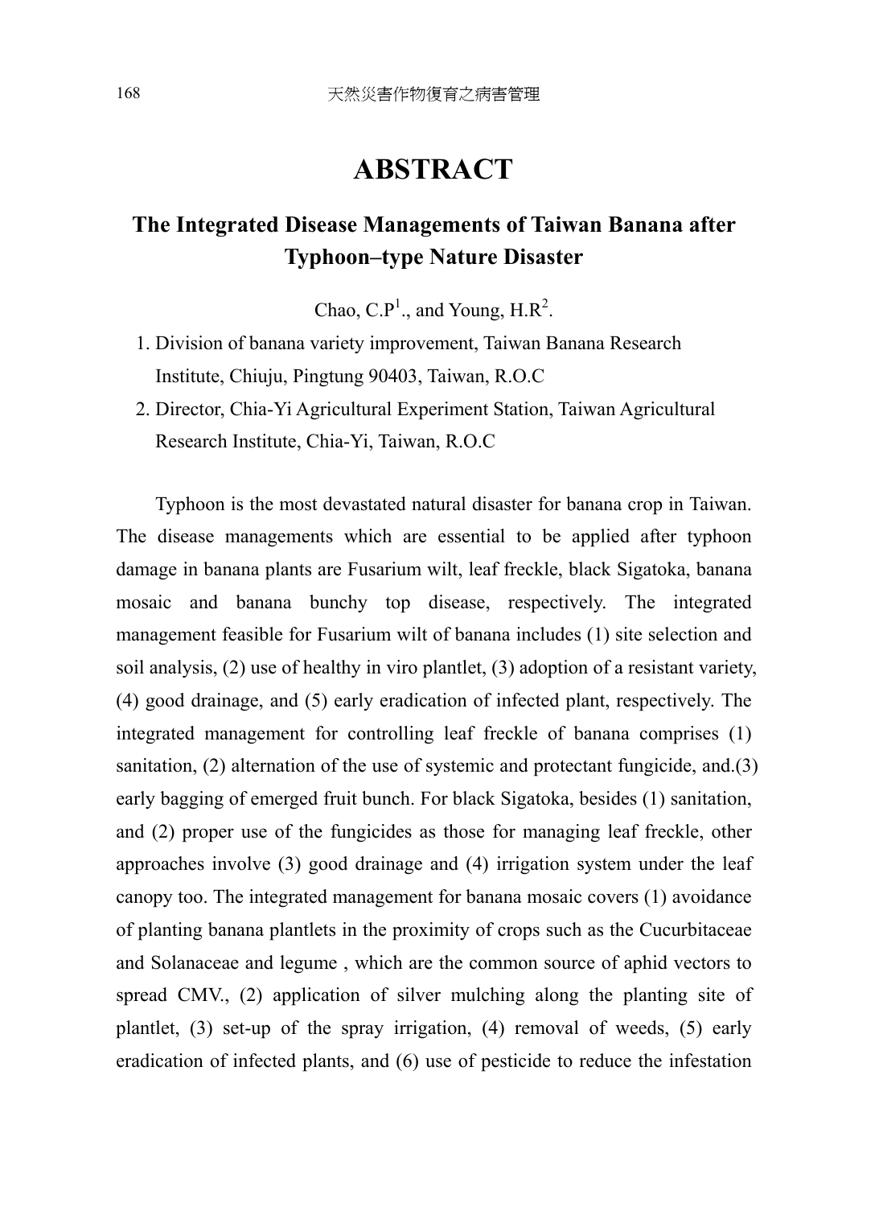# ABSTRACT

## The Integrated Disease Managements of Taiwan Banana after Typhoon–type Nature Disaster

Chao, C.P[1]., and Young, H.R[2].

1. Division of banana variety improvement, Taiwan Banana Research Institute, Chiuju, Pingtung 90403, Taiwan, R.O.C
2. Director, Chia-Yi Agricultural Experiment Station, Taiwan Agricultural Research Institute, Chia-Yi, Taiwan, R.O.C

Typhoon is the most devastated natural disaster for banana crop in Taiwan. The disease managements which are essential to be applied after typhoon damage in banana plants are Fusarium wilt, leaf freckle, black Sigatoka, banana mosaic and banana bunchy top disease, respectively. The integrated management feasible for Fusarium wilt of banana includes (1) site selection and soil analysis, (2) use of healthy in viro plantlet, (3) adoption of a resistant variety, (4) good drainage, and (5) early eradication of infected plant, respectively. The integrated management for controlling leaf freckle of banana comprises (1) sanitation, (2) alternation of the use of systemic and protectant fungicide, and.(3) early bagging of emerged fruit bunch. For black Sigatoka, besides (1) sanitation, and (2) proper use of the fungicides as those for managing leaf freckle, other approaches involve (3) good drainage and (4) irrigation system under the leaf canopy too. The integrated management for banana mosaic covers (1) avoidance of planting banana plantlets in the proximity of crops such as the Cucurbitaceae and Solanaceae and legume , which are the common source of aphid vectors to spread CMV., (2) application of silver mulching along the planting site of plantlet, (3) set-up of the spray irrigation, (4) removal of weeds, (5) early eradication of infected plants, and (6) use of pesticide to reduce the infestation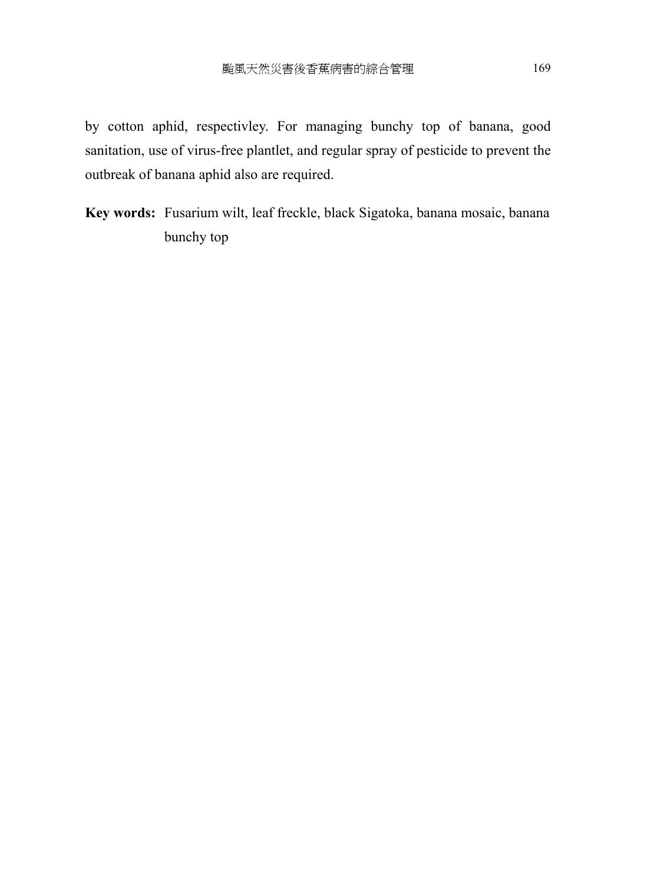by cotton aphid, respectivley. For managing bunchy top of banana, good sanitation, use of virus-free plantlet, and regular spray of pesticide to prevent the outbreak of banana aphid also are required.

**Key words:** Fusarium wilt, leaf freckle, black Sigatoka, banana mosaic, banana bunchy top